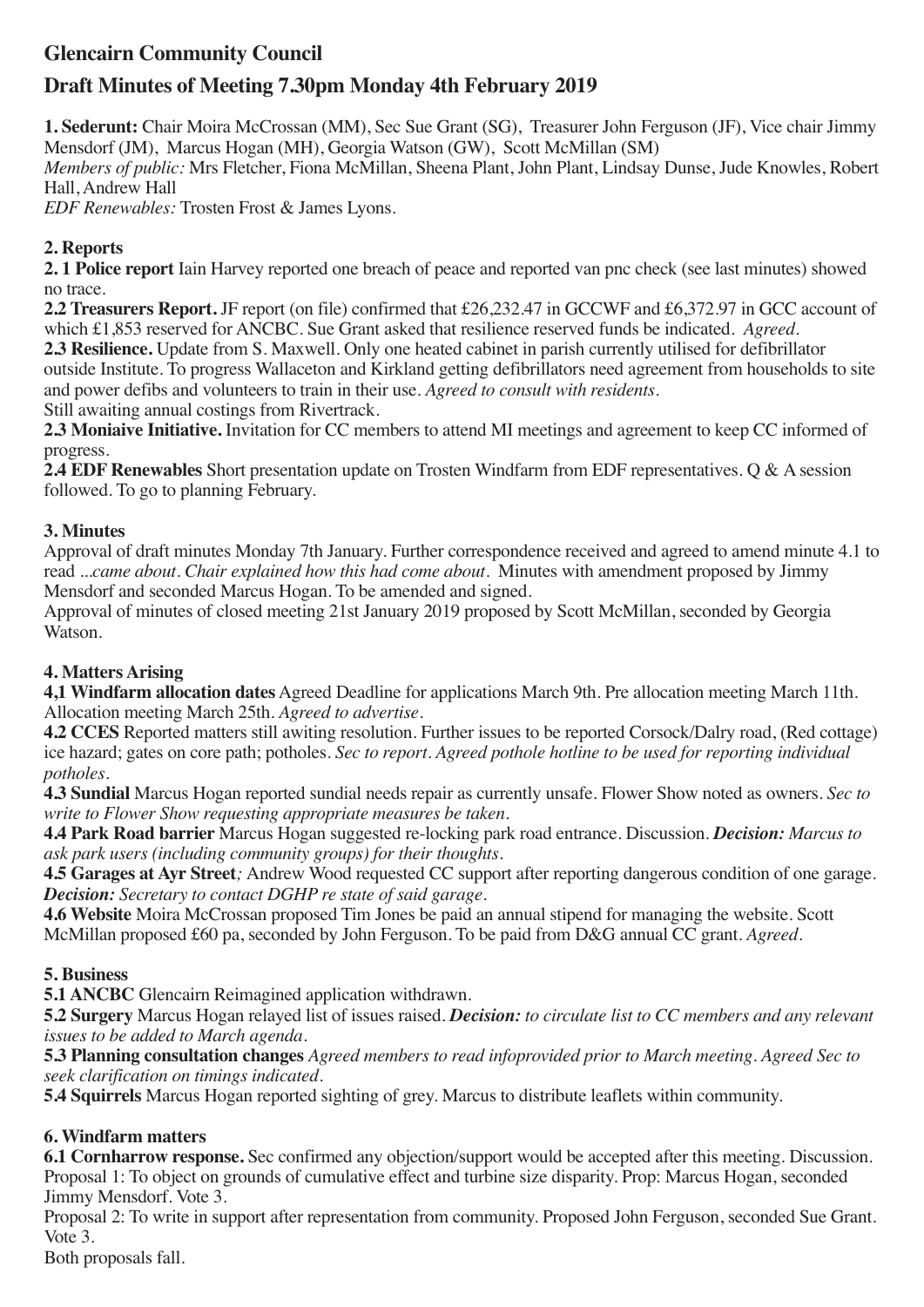# Glencairn Community Council

## Draft Minutes of Meeting 7.30pm Monday 4th February 2019

**1. Sederunt:** Chair Moira McCrossan (MM), Sec Sue Grant (SG), Treasurer John Ferguson (JF), Vice chair Jimmy Mensdorf (JM), Marcus Hogan (MH), Georgia Watson (GW), Scott McMillan (SM)
*Members of public:* Mrs Fletcher, Fiona McMillan, Sheena Plant, John Plant, Lindsay Dunse, Jude Knowles, Robert Hall, Andrew Hall
*EDF Renewables:* Trosten Frost & James Lyons.

### 2. Reports

**2. 1 Police report** Iain Harvey reported one breach of peace and reported van pnc check (see last minutes) showed no trace.

**2.2 Treasurers Report.** JF report (on file) confirmed that £26,232.47 in GCCWF and £6,372.97 in GCC account of which £1,853 reserved for ANCBC. Sue Grant asked that resilience reserved funds be indicated. *Agreed.*

**2.3 Resilience.** Update from S. Maxwell. Only one heated cabinet in parish currently utilised for defibrillator outside Institute. To progress Wallaceton and Kirkland getting defibrillators need agreement from households to site and power defibs and volunteers to train in their use. *Agreed to consult with residents.*
Still awaiting annual costings from Rivertrack.

**2.3 Moniaive Initiative.** Invitation for CC members to attend MI meetings and agreement to keep CC informed of progress.

**2.4 EDF Renewables** Short presentation update on Trosten Windfarm from EDF representatives. Q & A session followed. To go to planning February.

### 3. Minutes

Approval of draft minutes Monday 7th January. Further correspondence received and agreed to amend minute 4.1 to read *...came about. Chair explained how this had come about.* Minutes with amendment proposed by Jimmy Mensdorf and seconded Marcus Hogan. To be amended and signed.

Approval of minutes of closed meeting 21st January 2019 proposed by Scott McMillan, seconded by Georgia Watson.

### 4. Matters Arising

**4,1 Windfarm allocation dates** Agreed Deadline for applications March 9th. Pre allocation meeting March 11th. Allocation meeting March 25th. *Agreed to advertise.*

**4.2 CCES** Reported matters still awiting resolution. Further issues to be reported Corsock/Dalry road, (Red cottage) ice hazard; gates on core path; potholes. *Sec to report. Agreed pothole hotline to be used for reporting individual potholes.*

**4.3 Sundial** Marcus Hogan reported sundial needs repair as currently unsafe. Flower Show noted as owners. *Sec to write to Flower Show requesting appropriate measures be taken.*

**4.4 Park Road barrier** Marcus Hogan suggested re-locking park road entrance. Discussion. ***Decision:*** *Marcus to ask park users (including community groups) for their thoughts.*

**4.5 Garages at Ayr Street***;* Andrew Wood requested CC support after reporting dangerous condition of one garage. ***Decision:*** *Secretary to contact DGHP re state of said garage.*

**4.6 Website** Moira McCrossan proposed Tim Jones be paid an annual stipend for managing the website. Scott McMillan proposed £60 pa, seconded by John Ferguson. To be paid from D&G annual CC grant. *Agreed.*

### 5. Business

**5.1 ANCBC** Glencairn Reimagined application withdrawn.

**5.2 Surgery** Marcus Hogan relayed list of issues raised. ***Decision:*** *to circulate list to CC members and any relevant issues to be added to March agenda.*

**5.3 Planning consultation changes** *Agreed members to read infoprovided prior to March meeting. Agreed Sec to seek clarification on timings indicated.*

**5.4 Squirrels** Marcus Hogan reported sighting of grey. Marcus to distribute leaflets within community.

### 6. Windfarm matters

**6.1 Cornharrow response.** Sec confirmed any objection/support would be accepted after this meeting. Discussion.
Proposal 1: To object on grounds of cumulative effect and turbine size disparity. Prop: Marcus Hogan, seconded Jimmy Mensdorf. Vote 3.
Proposal 2: To write in support after representation from community. Proposed John Ferguson, seconded Sue Grant. Vote 3.
Both proposals fall.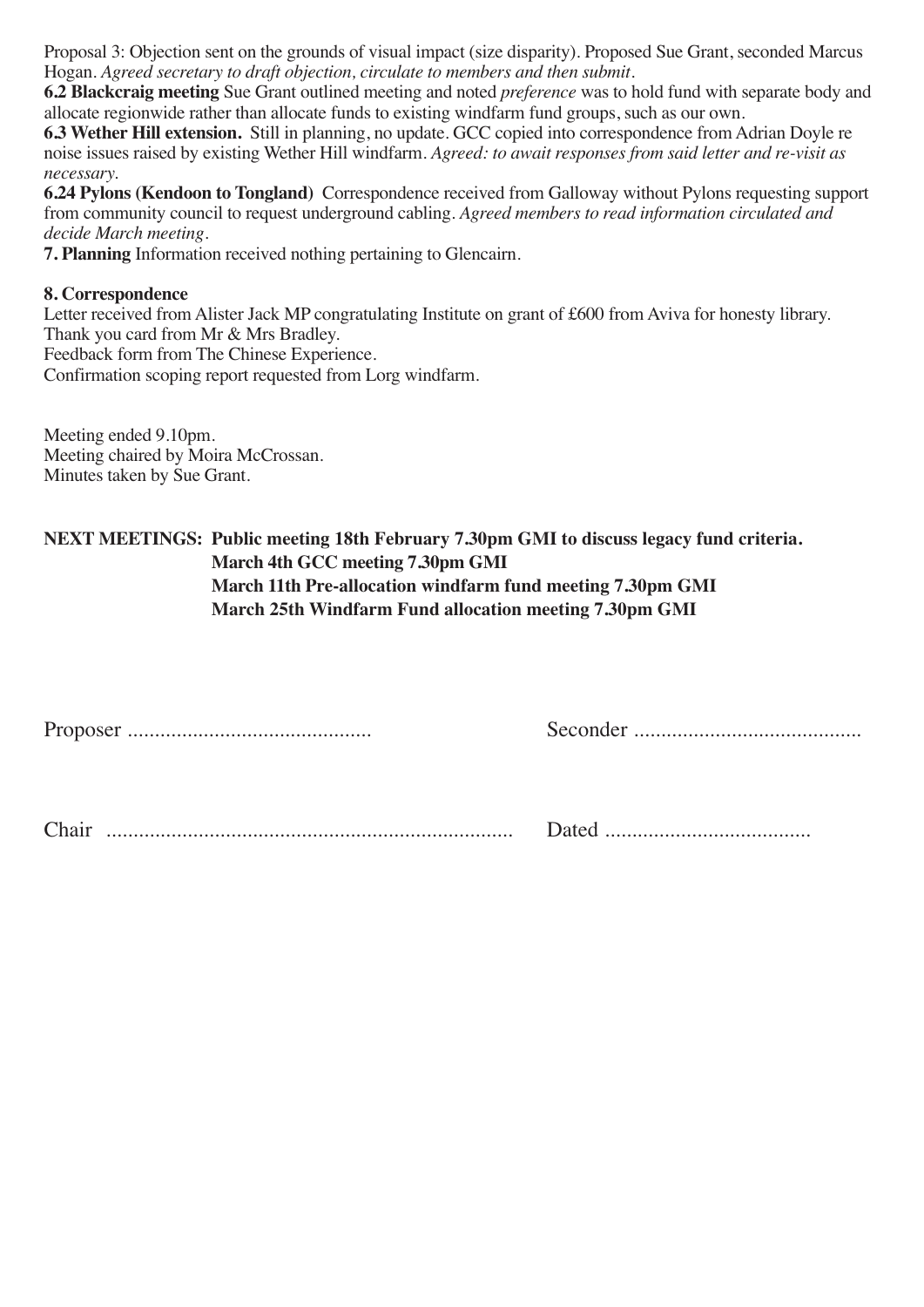Proposal 3: Objection sent on the grounds of visual impact (size disparity). Proposed Sue Grant, seconded Marcus Hogan. *Agreed secretary to draft objection, circulate to members and then submit.*

**6.2 Blackcraig meeting** Sue Grant outlined meeting and noted *preference* was to hold fund with separate body and allocate regionwide rather than allocate funds to existing windfarm fund groups, such as our own.

**6.3 Wether Hill extension.** Still in planning, no update. GCC copied into correspondence from Adrian Doyle re noise issues raised by existing Wether Hill windfarm. *Agreed: to await responses from said letter and re-visit as necessary.*

**6.24 Pylons (Kendoon to Tongland)** Correspondence received from Galloway without Pylons requesting support from community council to request underground cabling. *Agreed members to read information circulated and decide March meeting.*

**7. Planning** Information received nothing pertaining to Glencairn.

**8. Correspondence**

Letter received from Alister Jack MP congratulating Institute on grant of £600 from Aviva for honesty library.
Thank you card from Mr & Mrs Bradley.
Feedback form from The Chinese Experience.
Confirmation scoping report requested from Lorg windfarm.

Meeting ended 9.10pm.
Meeting chaired by Moira McCrossan.
Minutes taken by Sue Grant.

**NEXT MEETINGS: Public meeting 18th February 7.30pm GMI to discuss legacy fund criteria.**
**March 4th GCC meeting 7.30pm GMI**
**March 11th Pre-allocation windfarm fund meeting 7.30pm GMI**
**March 25th Windfarm Fund allocation meeting 7.30pm GMI**

Proposer ............................................ Seconder ..........................................

Chair .......................................................................... Dated .....................................